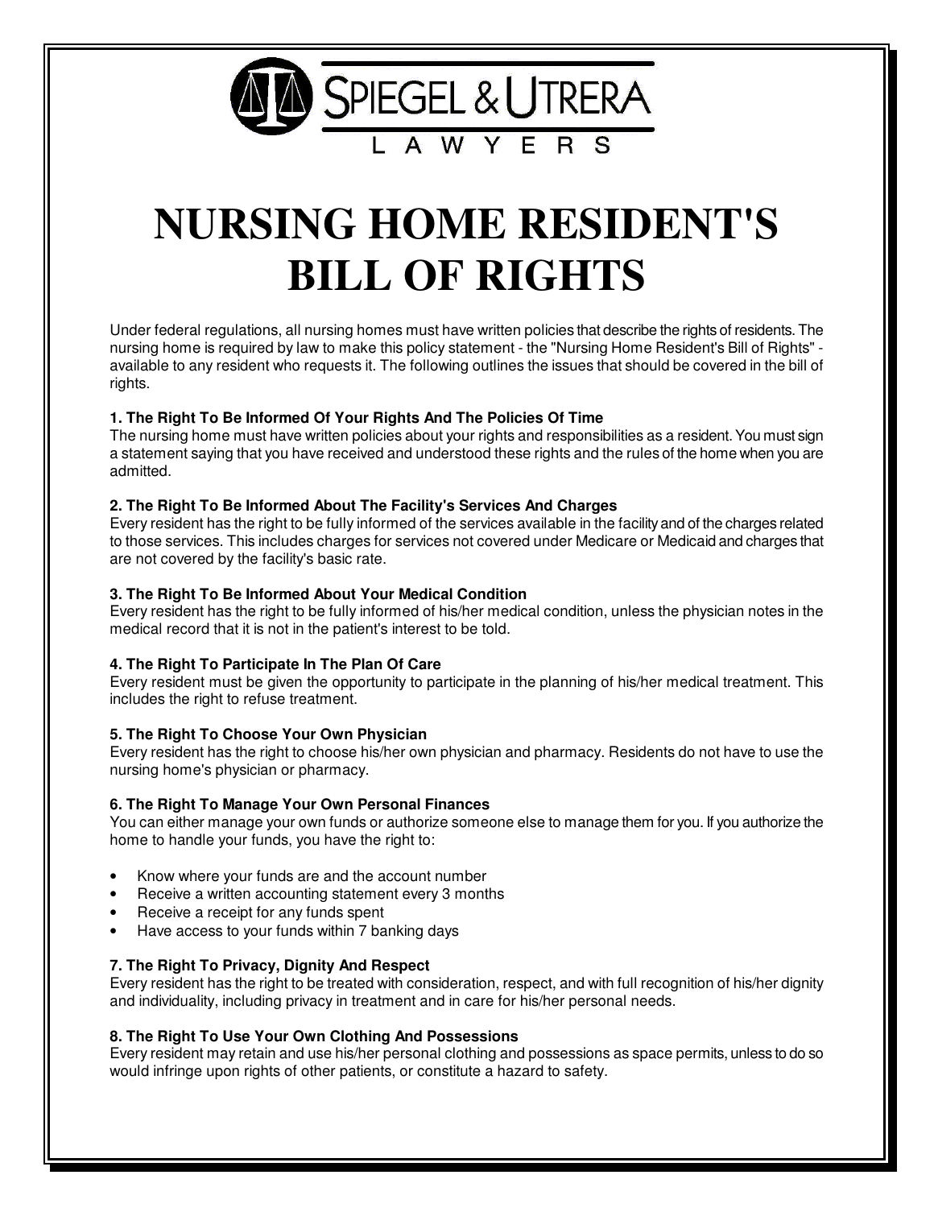SPIEGEL & UTRERA

LAWYERS

# NURSING HOME RESIDENT'S BILL OF RIGHTS

Under federal regulations, all nursing homes must have written policies that describe the rights of residents. The nursing home is required by law to make this policy statement - the "Nursing Home Resident's Bill of Rights" - available to any resident who requests it. The following outlines the issues that should be covered in the bill of rights.

**1. The Right To Be Informed Of Your Rights And The Policies Of Time**

The nursing home must have written policies about your rights and responsibilities as a resident. You must sign a statement saying that you have received and understood these rights and the rules of the home when you are admitted.

**2. The Right To Be Informed About The Facility's Services And Charges**

Every resident has the right to be fully informed of the services available in the facility and of the charges related to those services. This includes charges for services not covered under Medicare or Medicaid and charges that are not covered by the facility's basic rate.

**3. The Right To Be Informed About Your Medical Condition**

Every resident has the right to be fully informed of his/her medical condition, unless the physician notes in the medical record that it is not in the patient's interest to be told.

**4. The Right To Participate In The Plan Of Care**

Every resident must be given the opportunity to participate in the planning of his/her medical treatment. This includes the right to refuse treatment.

**5. The Right To Choose Your Own Physician**

Every resident has the right to choose his/her own physician and pharmacy. Residents do not have to use the nursing home's physician or pharmacy.

**6. The Right To Manage Your Own Personal Finances**

You can either manage your own funds or authorize someone else to manage them for you. If you authorize the home to handle your funds, you have the right to:

- Know where your funds are and the account number
- Receive a written accounting statement every 3 months
- Receive a receipt for any funds spent
- Have access to your funds within 7 banking days

**7. The Right To Privacy, Dignity And Respect**

Every resident has the right to be treated with consideration, respect, and with full recognition of his/her dignity and individuality, including privacy in treatment and in care for his/her personal needs.

**8. The Right To Use Your Own Clothing And Possessions**

Every resident may retain and use his/her personal clothing and possessions as space permits, unless to do so would infringe upon rights of other patients, or constitute a hazard to safety.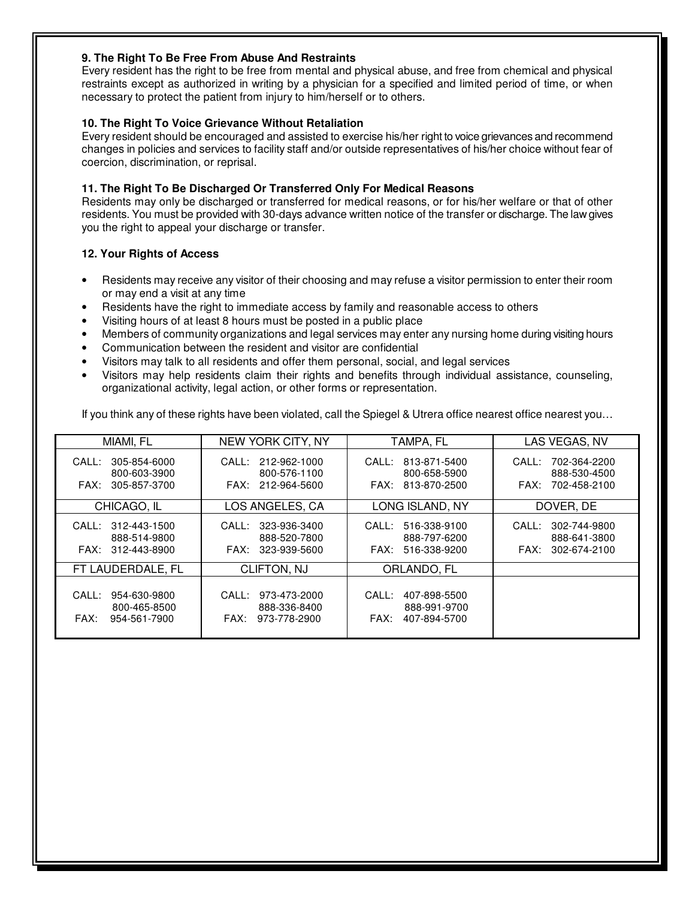### 9. The Right To Be Free From Abuse And Restraints

Every resident has the right to be free from mental and physical abuse, and free from chemical and physical restraints except as authorized in writing by a physician for a specified and limited period of time, or when necessary to protect the patient from injury to him/herself or to others.

### 10. The Right To Voice Grievance Without Retaliation

Every resident should be encouraged and assisted to exercise his/her right to voice grievances and recommend changes in policies and services to facility staff and/or outside representatives of his/her choice without fear of coercion, discrimination, or reprisal.

### 11. The Right To Be Discharged Or Transferred Only For Medical Reasons

Residents may only be discharged or transferred for medical reasons, or for his/her welfare or that of other residents. You must be provided with 30-days advance written notice of the transfer or discharge. The law gives you the right to appeal your discharge or transfer.

### 12. Your Rights of Access

- Residents may receive any visitor of their choosing and may refuse a visitor permission to enter their room or may end a visit at any time
- Residents have the right to immediate access by family and reasonable access to others
- Visiting hours of at least 8 hours must be posted in a public place
- Members of community organizations and legal services may enter any nursing home during visiting hours
- Communication between the resident and visitor are confidential
- Visitors may talk to all residents and offer them personal, social, and legal services
- Visitors may help residents claim their rights and benefits through individual assistance, counseling, organizational activity, legal action, or other forms or representation.

If you think any of these rights have been violated, call the Spiegel & Utrera office nearest office nearest you…

| MIAMI, FL | NEW YORK CITY, NY | TAMPA, FL | LAS VEGAS, NV |
|---|---|---|---|
| CALL: 305-854-6000<br>800-603-3900<br>FAX: 305-857-3700 | CALL: 212-962-1000<br>800-576-1100<br>FAX: 212-964-5600 | CALL: 813-871-5400<br>800-658-5900<br>FAX: 813-870-2500 | CALL: 702-364-2200<br>888-530-4500<br>FAX: 702-458-2100 |
| CHICAGO, IL | LOS ANGELES, CA | LONG ISLAND, NY | DOVER, DE |
| CALL: 312-443-1500<br>888-514-9800<br>FAX: 312-443-8900 | CALL: 323-936-3400<br>888-520-7800<br>FAX: 323-939-5600 | CALL: 516-338-9100<br>888-797-6200<br>FAX: 516-338-9200 | CALL: 302-744-9800<br>888-641-3800<br>FAX: 302-674-2100 |
| FT LAUDERDALE, FL | CLIFTON, NJ | ORLANDO, FL | |
| CALL: 954-630-9800<br>800-465-8500<br>FAX: 954-561-7900 | CALL: 973-473-2000<br>888-336-8400<br>FAX: 973-778-2900 | CALL: 407-898-5500<br>888-991-9700<br>FAX: 407-894-5700 | |